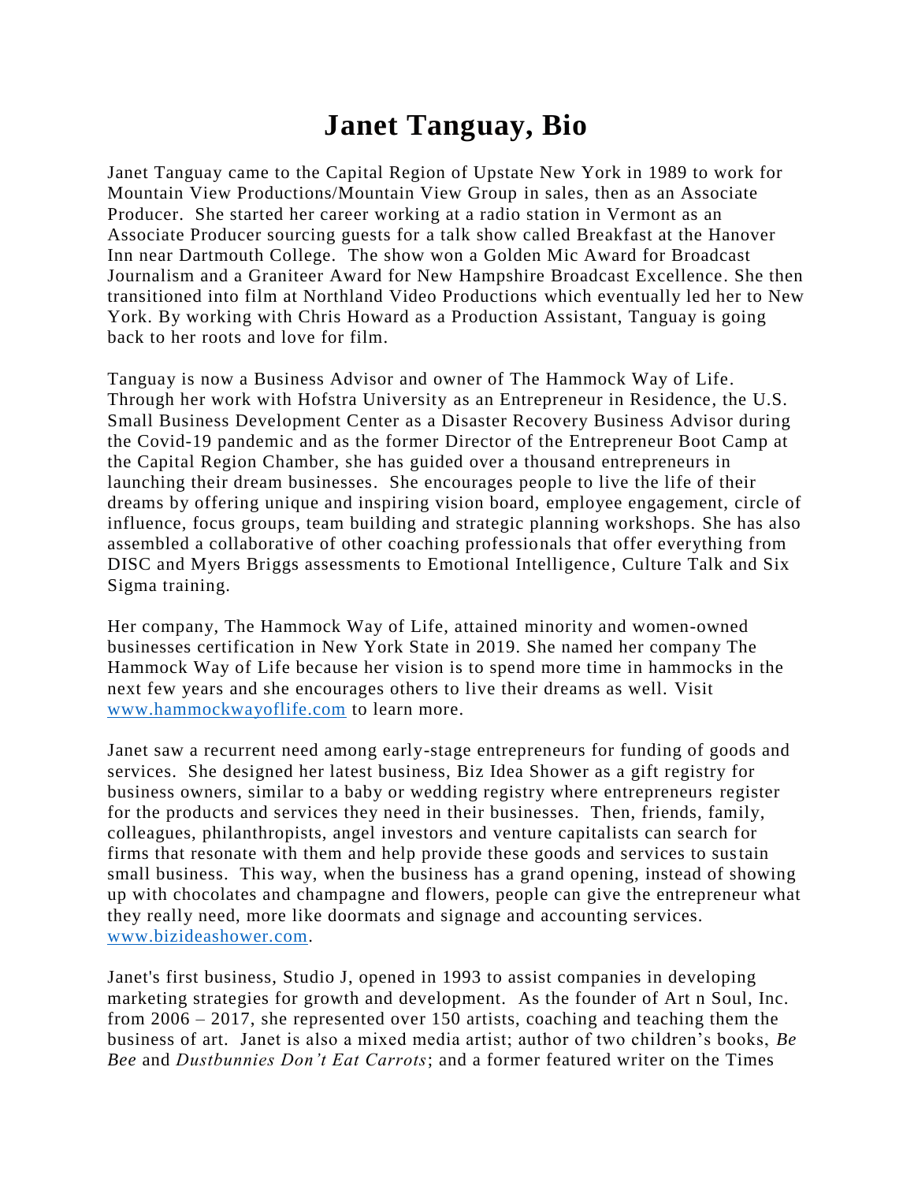# Janet Tanguay, Bio

Janet Tanguay came to the Capital Region of Upstate New York in 1989 to work for Mountain View Productions/Mountain View Group in sales, then as an Associate Producer. She started her career working at a radio station in Vermont as an Associate Producer sourcing guests for a talk show called Breakfast at the Hanover Inn near Dartmouth College. The show won a Golden Mic Award for Broadcast Journalism and a Graniteer Award for New Hampshire Broadcast Excellence. She then transitioned into film at Northland Video Productions which eventually led her to New York. By working with Chris Howard as a Production Assistant, Tanguay is going back to her roots and love for film.

Tanguay is now a Business Advisor and owner of The Hammock Way of Life. Through her work with Hofstra University as an Entrepreneur in Residence, the U.S. Small Business Development Center as a Disaster Recovery Business Advisor during the Covid-19 pandemic and as the former Director of the Entrepreneur Boot Camp at the Capital Region Chamber, she has guided over a thousand entrepreneurs in launching their dream businesses. She encourages people to live the life of their dreams by offering unique and inspiring vision board, employee engagement, circle of influence, focus groups, team building and strategic planning workshops. She has also assembled a collaborative of other coaching professionals that offer everything from DISC and Myers Briggs assessments to Emotional Intelligence, Culture Talk and Six Sigma training.

Her company, The Hammock Way of Life, attained minority and women-owned businesses certification in New York State in 2019. She named her company The Hammock Way of Life because her vision is to spend more time in hammocks in the next few years and she encourages others to live their dreams as well. Visit [www.hammockwayoflife.com](http://www.hammockwayoflife.com) to learn more.

Janet saw a recurrent need among early-stage entrepreneurs for funding of goods and services. She designed her latest business, Biz Idea Shower as a gift registry for business owners, similar to a baby or wedding registry where entrepreneurs register for the products and services they need in their businesses. Then, friends, family, colleagues, philanthropists, angel investors and venture capitalists can search for firms that resonate with them and help provide these goods and services to sustain small business. This way, when the business has a grand opening, instead of showing up with chocolates and champagne and flowers, people can give the entrepreneur what they really need, more like doormats and signage and accounting services. [www.bizideashower.com](http://www.bizideashower.com).

Janet's first business, Studio J, opened in 1993 to assist companies in developing marketing strategies for growth and development. As the founder of Art n Soul, Inc. from 2006 – 2017, she represented over 150 artists, coaching and teaching them the business of art. Janet is also a mixed media artist; author of two children's books, *Be Bee* and *Dustbunnies Don't Eat Carrots*; and a former featured writer on the Times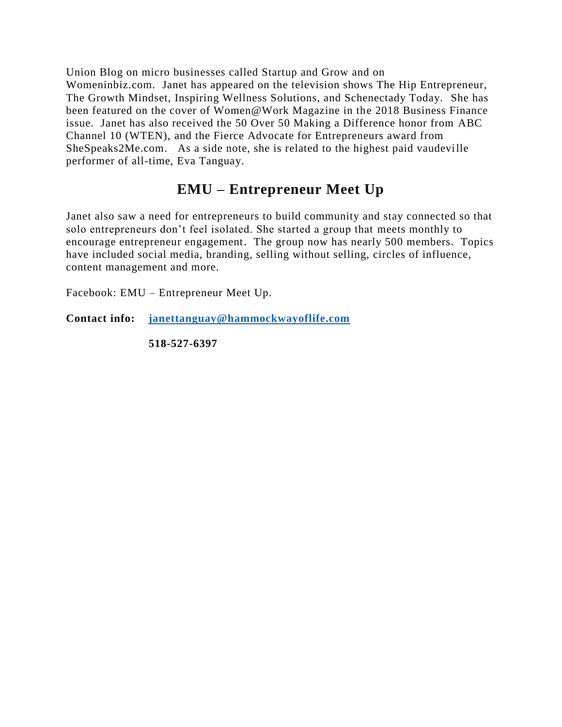Union Blog on micro businesses called Startup and Grow and on Womeninbiz.com. Janet has appeared on the television shows The Hip Entrepreneur, The Growth Mindset, Inspiring Wellness Solutions, and Schenectady Today. She has been featured on the cover of Women@Work Magazine in the 2018 Business Finance issue. Janet has also received the 50 Over 50 Making a Difference honor from ABC Channel 10 (WTEN), and the Fierce Advocate for Entrepreneurs award from SheSpeaks2Me.com. As a side note, she is related to the highest paid vaudeville performer of all-time, Eva Tanguay.

## EMU – Entrepreneur Meet Up

Janet also saw a need for entrepreneurs to build community and stay connected so that solo entrepreneurs don't feel isolated. She started a group that meets monthly to encourage entrepreneur engagement. The group now has nearly 500 members. Topics have included social media, branding, selling without selling, circles of influence, content management and more.

Facebook: EMU – Entrepreneur Meet Up.

**Contact info:** **janettanguay@hammockwayoflife.com**

**518-527-6397**